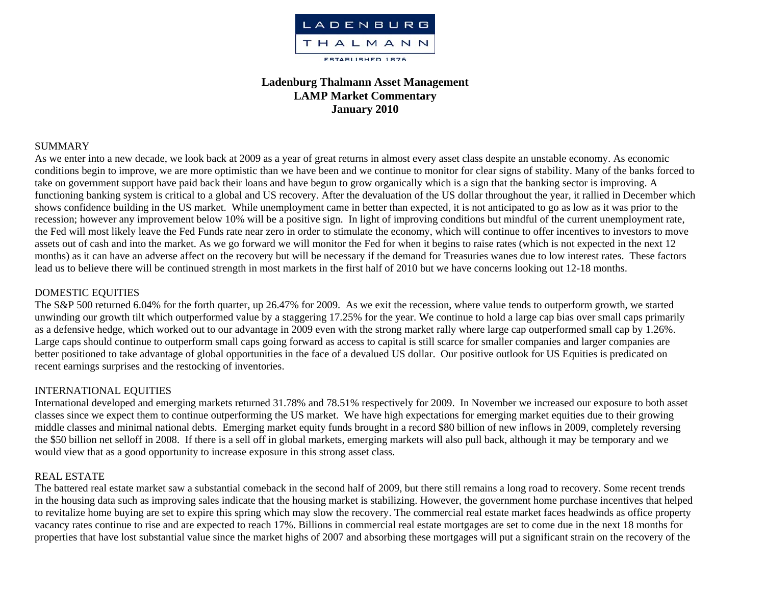LADENBURG THALMANN

ESTABLISHED 1876

**Ladenburg Thalmann Asset Management**
**LAMP Market Commentary**
**January 2010**

## SUMMARY

As we enter into a new decade, we look back at 2009 as a year of great returns in almost every asset class despite an unstable economy. As economic conditions begin to improve, we are more optimistic than we have been and we continue to monitor for clear signs of stability. Many of the banks forced to take on government support have paid back their loans and have begun to grow organically which is a sign that the banking sector is improving. A functioning banking system is critical to a global and US recovery. After the devaluation of the US dollar throughout the year, it rallied in December which shows confidence building in the US market. While unemployment came in better than expected, it is not anticipated to go as low as it was prior to the recession; however any improvement below 10% will be a positive sign. In light of improving conditions but mindful of the current unemployment rate, the Fed will most likely leave the Fed Funds rate near zero in order to stimulate the economy, which will continue to offer incentives to investors to move assets out of cash and into the market. As we go forward we will monitor the Fed for when it begins to raise rates (which is not expected in the next 12 months) as it can have an adverse affect on the recovery but will be necessary if the demand for Treasuries wanes due to low interest rates. These factors lead us to believe there will be continued strength in most markets in the first half of 2010 but we have concerns looking out 12-18 months.

## DOMESTIC EQUITIES

The S&P 500 returned 6.04% for the forth quarter, up 26.47% for 2009. As we exit the recession, where value tends to outperform growth, we started unwinding our growth tilt which outperformed value by a staggering 17.25% for the year. We continue to hold a large cap bias over small caps primarily as a defensive hedge, which worked out to our advantage in 2009 even with the strong market rally where large cap outperformed small cap by 1.26%. Large caps should continue to outperform small caps going forward as access to capital is still scarce for smaller companies and larger companies are better positioned to take advantage of global opportunities in the face of a devalued US dollar. Our positive outlook for US Equities is predicated on recent earnings surprises and the restocking of inventories.

## INTERNATIONAL EQUITIES

International developed and emerging markets returned 31.78% and 78.51% respectively for 2009. In November we increased our exposure to both asset classes since we expect them to continue outperforming the US market. We have high expectations for emerging market equities due to their growing middle classes and minimal national debts. Emerging market equity funds brought in a record $80 billion of new inflows in 2009, completely reversing the $50 billion net selloff in 2008. If there is a sell off in global markets, emerging markets will also pull back, although it may be temporary and we would view that as a good opportunity to increase exposure in this strong asset class.

## REAL ESTATE

The battered real estate market saw a substantial comeback in the second half of 2009, but there still remains a long road to recovery. Some recent trends in the housing data such as improving sales indicate that the housing market is stabilizing. However, the government home purchase incentives that helped to revitalize home buying are set to expire this spring which may slow the recovery. The commercial real estate market faces headwinds as office property vacancy rates continue to rise and are expected to reach 17%. Billions in commercial real estate mortgages are set to come due in the next 18 months for properties that have lost substantial value since the market highs of 2007 and absorbing these mortgages will put a significant strain on the recovery of the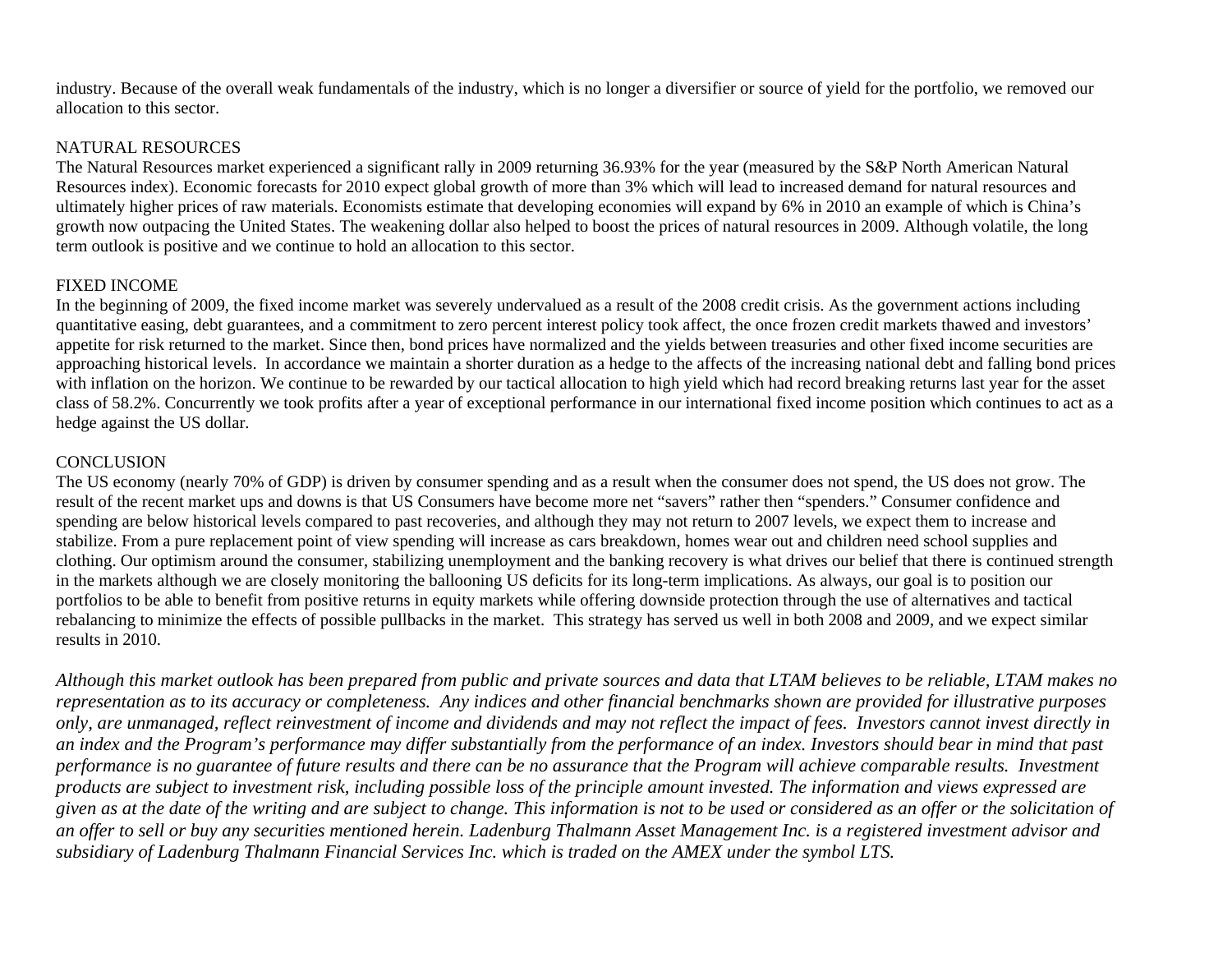industry. Because of the overall weak fundamentals of the industry, which is no longer a diversifier or source of yield for the portfolio, we removed our allocation to this sector.

## NATURAL RESOURCES

The Natural Resources market experienced a significant rally in 2009 returning 36.93% for the year (measured by the S&P North American Natural Resources index). Economic forecasts for 2010 expect global growth of more than 3% which will lead to increased demand for natural resources and ultimately higher prices of raw materials. Economists estimate that developing economies will expand by 6% in 2010 an example of which is China's growth now outpacing the United States. The weakening dollar also helped to boost the prices of natural resources in 2009. Although volatile, the long term outlook is positive and we continue to hold an allocation to this sector.

## FIXED INCOME

In the beginning of 2009, the fixed income market was severely undervalued as a result of the 2008 credit crisis. As the government actions including quantitative easing, debt guarantees, and a commitment to zero percent interest policy took affect, the once frozen credit markets thawed and investors' appetite for risk returned to the market. Since then, bond prices have normalized and the yields between treasuries and other fixed income securities are approaching historical levels. In accordance we maintain a shorter duration as a hedge to the affects of the increasing national debt and falling bond prices with inflation on the horizon. We continue to be rewarded by our tactical allocation to high yield which had record breaking returns last year for the asset class of 58.2%. Concurrently we took profits after a year of exceptional performance in our international fixed income position which continues to act as a hedge against the US dollar.

## CONCLUSION

The US economy (nearly 70% of GDP) is driven by consumer spending and as a result when the consumer does not spend, the US does not grow. The result of the recent market ups and downs is that US Consumers have become more net "savers" rather then "spenders." Consumer confidence and spending are below historical levels compared to past recoveries, and although they may not return to 2007 levels, we expect them to increase and stabilize. From a pure replacement point of view spending will increase as cars breakdown, homes wear out and children need school supplies and clothing. Our optimism around the consumer, stabilizing unemployment and the banking recovery is what drives our belief that there is continued strength in the markets although we are closely monitoring the ballooning US deficits for its long-term implications. As always, our goal is to position our portfolios to be able to benefit from positive returns in equity markets while offering downside protection through the use of alternatives and tactical rebalancing to minimize the effects of possible pullbacks in the market. This strategy has served us well in both 2008 and 2009, and we expect similar results in 2010.

*Although this market outlook has been prepared from public and private sources and data that LTAM believes to be reliable, LTAM makes no representation as to its accuracy or completeness. Any indices and other financial benchmarks shown are provided for illustrative purposes only, are unmanaged, reflect reinvestment of income and dividends and may not reflect the impact of fees. Investors cannot invest directly in an index and the Program's performance may differ substantially from the performance of an index. Investors should bear in mind that past performance is no guarantee of future results and there can be no assurance that the Program will achieve comparable results. Investment products are subject to investment risk, including possible loss of the principle amount invested. The information and views expressed are given as at the date of the writing and are subject to change. This information is not to be used or considered as an offer or the solicitation of an offer to sell or buy any securities mentioned herein. Ladenburg Thalmann Asset Management Inc. is a registered investment advisor and subsidiary of Ladenburg Thalmann Financial Services Inc. which is traded on the AMEX under the symbol LTS.*